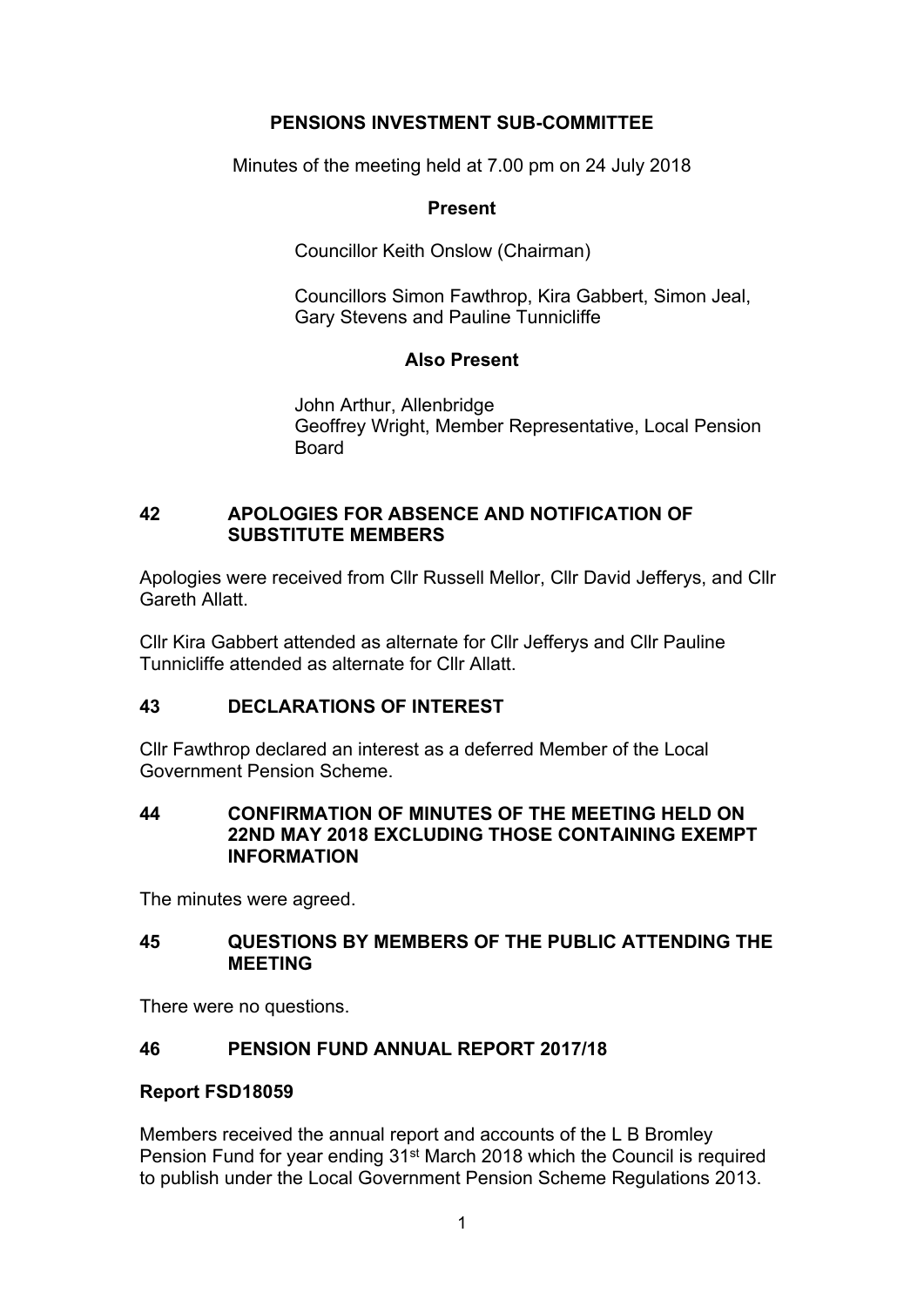# PENSIONS INVESTMENT SUB-COMMITTEE

Minutes of the meeting held at 7.00 pm on 24 July 2018

**Present**

Councillor Keith Onslow (Chairman)

Councillors Simon Fawthrop, Kira Gabbert, Simon Jeal, Gary Stevens and Pauline Tunnicliffe

**Also Present**

John Arthur, Allenbridge
Geoffrey Wright, Member Representative, Local Pension Board

## 42 APOLOGIES FOR ABSENCE AND NOTIFICATION OF SUBSTITUTE MEMBERS

Apologies were received from Cllr Russell Mellor, Cllr David Jefferys, and Cllr Gareth Allatt.

Cllr Kira Gabbert attended as alternate for Cllr Jefferys and Cllr Pauline Tunnicliffe attended as alternate for Cllr Allatt.

## 43 DECLARATIONS OF INTEREST

Cllr Fawthrop declared an interest as a deferred Member of the Local Government Pension Scheme.

## 44 CONFIRMATION OF MINUTES OF THE MEETING HELD ON 22ND MAY 2018 EXCLUDING THOSE CONTAINING EXEMPT INFORMATION

The minutes were agreed.

## 45 QUESTIONS BY MEMBERS OF THE PUBLIC ATTENDING THE MEETING

There were no questions.

## 46 PENSION FUND ANNUAL REPORT 2017/18

**Report FSD18059**

Members received the annual report and accounts of the L B Bromley Pension Fund for year ending 31st March 2018 which the Council is required to publish under the Local Government Pension Scheme Regulations 2013.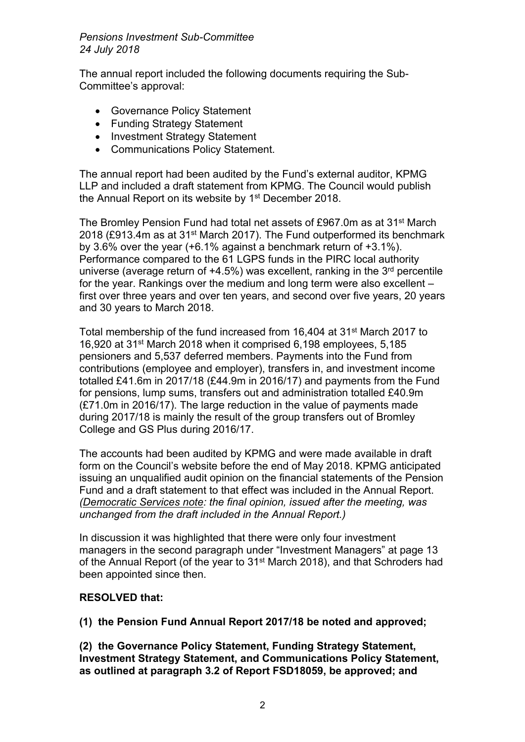The annual report included the following documents requiring the Sub-Committee's approval:

- Governance Policy Statement
- Funding Strategy Statement
- Investment Strategy Statement
- Communications Policy Statement.

The annual report had been audited by the Fund's external auditor, KPMG LLP and included a draft statement from KPMG. The Council would publish the Annual Report on its website by 1st December 2018.

The Bromley Pension Fund had total net assets of £967.0m as at 31st March 2018 (£913.4m as at 31st March 2017). The Fund outperformed its benchmark by 3.6% over the year (+6.1% against a benchmark return of +3.1%). Performance compared to the 61 LGPS funds in the PIRC local authority universe (average return of +4.5%) was excellent, ranking in the 3rd percentile for the year. Rankings over the medium and long term were also excellent – first over three years and over ten years, and second over five years, 20 years and 30 years to March 2018.

Total membership of the fund increased from 16,404 at 31st March 2017 to 16,920 at 31st March 2018 when it comprised 6,198 employees, 5,185 pensioners and 5,537 deferred members. Payments into the Fund from contributions (employee and employer), transfers in, and investment income totalled £41.6m in 2017/18 (£44.9m in 2016/17) and payments from the Fund for pensions, lump sums, transfers out and administration totalled £40.9m (£71.0m in 2016/17). The large reduction in the value of payments made during 2017/18 is mainly the result of the group transfers out of Bromley College and GS Plus during 2016/17.

The accounts had been audited by KPMG and were made available in draft form on the Council's website before the end of May 2018. KPMG anticipated issuing an unqualified audit opinion on the financial statements of the Pension Fund and a draft statement to that effect was included in the Annual Report. *(Democratic Services note: the final opinion, issued after the meeting, was unchanged from the draft included in the Annual Report.)*

In discussion it was highlighted that there were only four investment managers in the second paragraph under "Investment Managers" at page 13 of the Annual Report (of the year to 31st March 2018), and that Schroders had been appointed since then.

**RESOLVED that:**

**(1) the Pension Fund Annual Report 2017/18 be noted and approved;**

**(2) the Governance Policy Statement, Funding Strategy Statement, Investment Strategy Statement, and Communications Policy Statement, as outlined at paragraph 3.2 of Report FSD18059, be approved; and**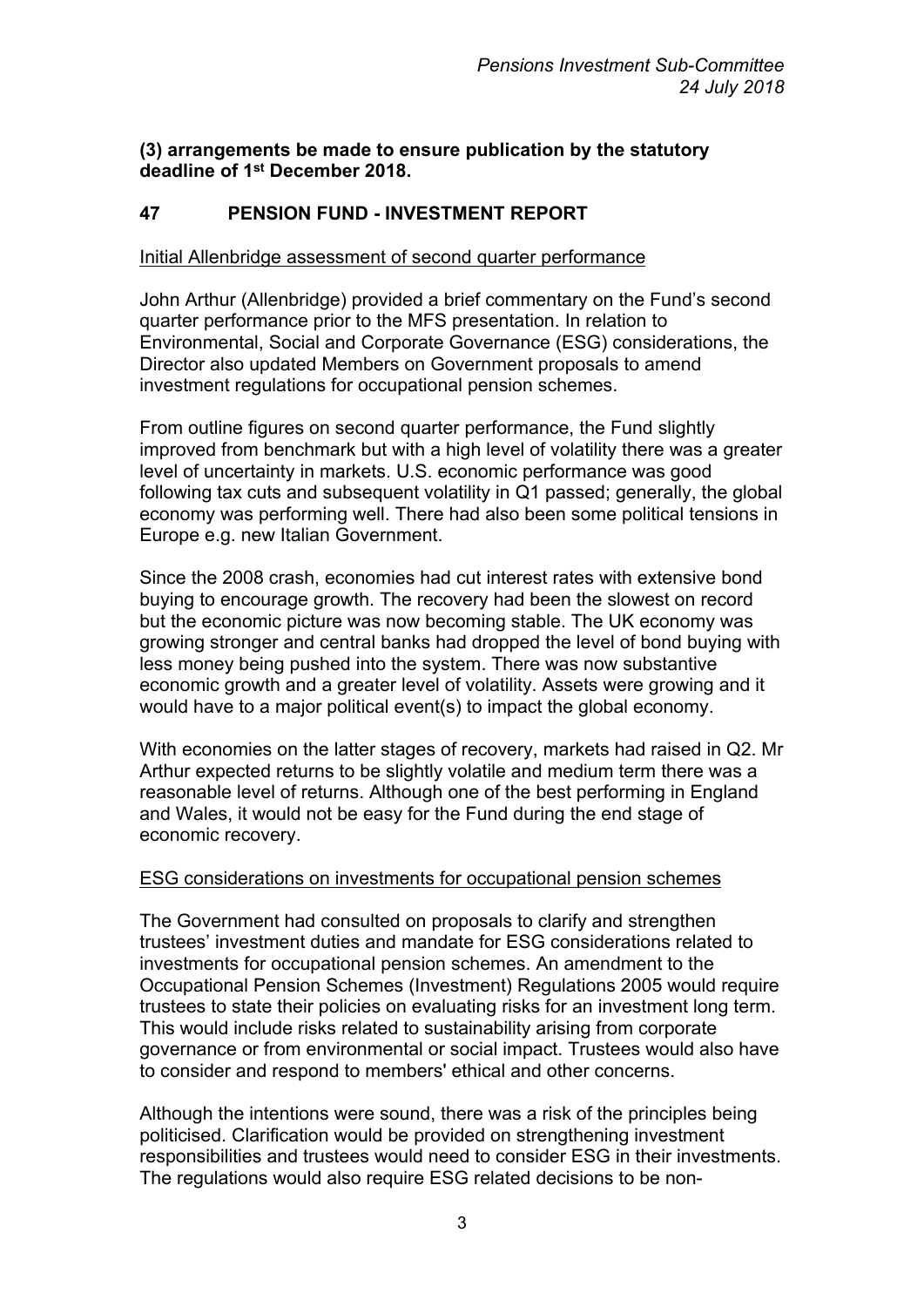**(3) arrangements be made to ensure publication by the statutory deadline of 1st December 2018.**

## 47 PENSION FUND - INVESTMENT REPORT

Initial Allenbridge assessment of second quarter performance

John Arthur (Allenbridge) provided a brief commentary on the Fund's second quarter performance prior to the MFS presentation. In relation to Environmental, Social and Corporate Governance (ESG) considerations, the Director also updated Members on Government proposals to amend investment regulations for occupational pension schemes.

From outline figures on second quarter performance, the Fund slightly improved from benchmark but with a high level of volatility there was a greater level of uncertainty in markets. U.S. economic performance was good following tax cuts and subsequent volatility in Q1 passed; generally, the global economy was performing well. There had also been some political tensions in Europe e.g. new Italian Government.

Since the 2008 crash, economies had cut interest rates with extensive bond buying to encourage growth. The recovery had been the slowest on record but the economic picture was now becoming stable. The UK economy was growing stronger and central banks had dropped the level of bond buying with less money being pushed into the system. There was now substantive economic growth and a greater level of volatility. Assets were growing and it would have to a major political event(s) to impact the global economy.

With economies on the latter stages of recovery, markets had raised in Q2. Mr Arthur expected returns to be slightly volatile and medium term there was a reasonable level of returns. Although one of the best performing in England and Wales, it would not be easy for the Fund during the end stage of economic recovery.

ESG considerations on investments for occupational pension schemes

The Government had consulted on proposals to clarify and strengthen trustees' investment duties and mandate for ESG considerations related to investments for occupational pension schemes. An amendment to the Occupational Pension Schemes (Investment) Regulations 2005 would require trustees to state their policies on evaluating risks for an investment long term. This would include risks related to sustainability arising from corporate governance or from environmental or social impact. Trustees would also have to consider and respond to members' ethical and other concerns.

Although the intentions were sound, there was a risk of the principles being politicised. Clarification would be provided on strengthening investment responsibilities and trustees would need to consider ESG in their investments. The regulations would also require ESG related decisions to be non-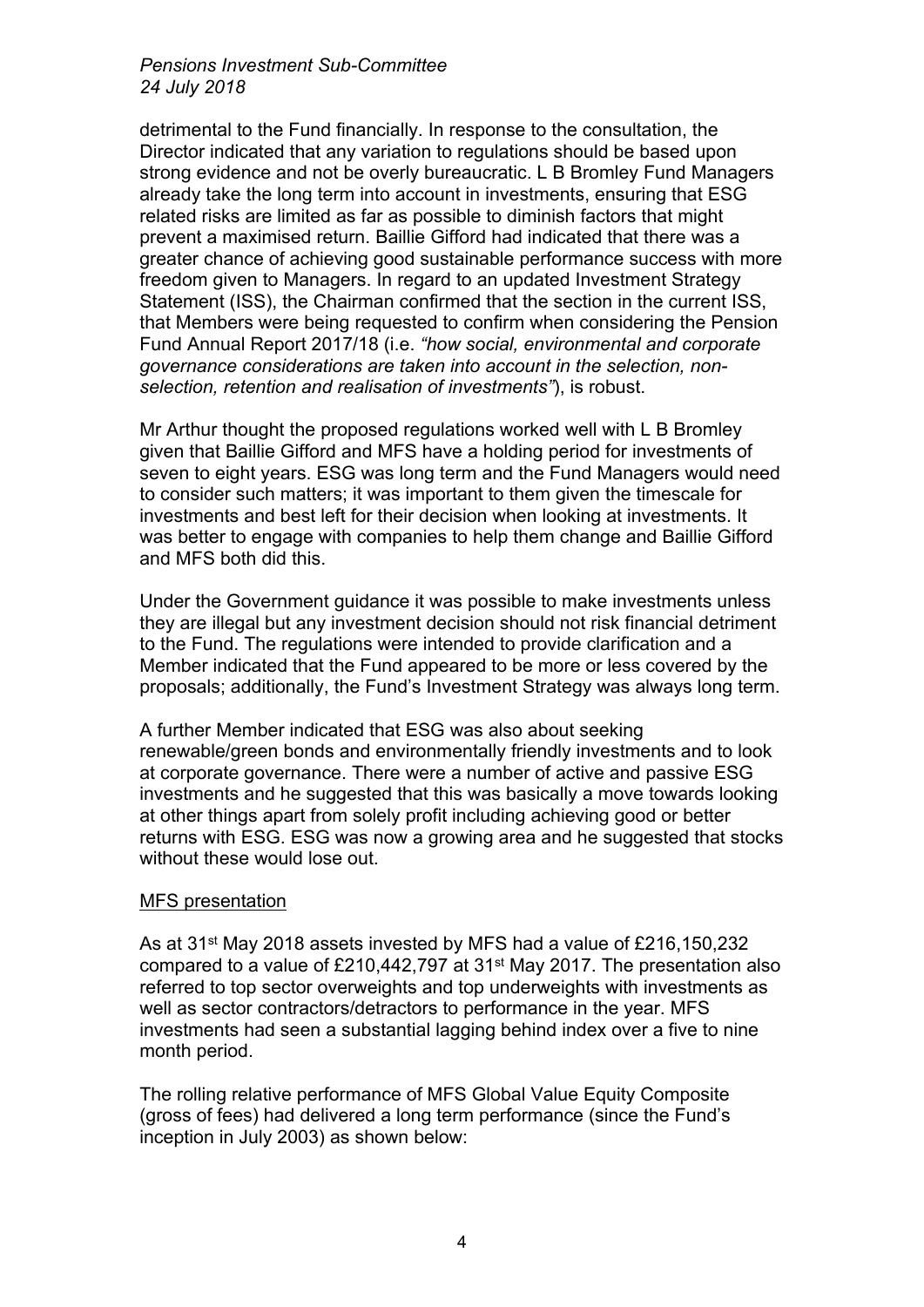detrimental to the Fund financially. In response to the consultation, the Director indicated that any variation to regulations should be based upon strong evidence and not be overly bureaucratic. L B Bromley Fund Managers already take the long term into account in investments, ensuring that ESG related risks are limited as far as possible to diminish factors that might prevent a maximised return. Baillie Gifford had indicated that there was a greater chance of achieving good sustainable performance success with more freedom given to Managers. In regard to an updated Investment Strategy Statement (ISS), the Chairman confirmed that the section in the current ISS, that Members were being requested to confirm when considering the Pension Fund Annual Report 2017/18 (i.e. *"how social, environmental and corporate governance considerations are taken into account in the selection, non-selection, retention and realisation of investments"*), is robust.

Mr Arthur thought the proposed regulations worked well with L B Bromley given that Baillie Gifford and MFS have a holding period for investments of seven to eight years. ESG was long term and the Fund Managers would need to consider such matters; it was important to them given the timescale for investments and best left for their decision when looking at investments. It was better to engage with companies to help them change and Baillie Gifford and MFS both did this.

Under the Government guidance it was possible to make investments unless they are illegal but any investment decision should not risk financial detriment to the Fund. The regulations were intended to provide clarification and a Member indicated that the Fund appeared to be more or less covered by the proposals; additionally, the Fund's Investment Strategy was always long term.

A further Member indicated that ESG was also about seeking renewable/green bonds and environmentally friendly investments and to look at corporate governance. There were a number of active and passive ESG investments and he suggested that this was basically a move towards looking at other things apart from solely profit including achieving good or better returns with ESG. ESG was now a growing area and he suggested that stocks without these would lose out.

<u>MFS presentation</u>

As at 31st May 2018 assets invested by MFS had a value of £216,150,232 compared to a value of £210,442,797 at 31st May 2017. The presentation also referred to top sector overweights and top underweights with investments as well as sector contractors/detractors to performance in the year. MFS investments had seen a substantial lagging behind index over a five to nine month period.

The rolling relative performance of MFS Global Value Equity Composite (gross of fees) had delivered a long term performance (since the Fund's inception in July 2003) as shown below: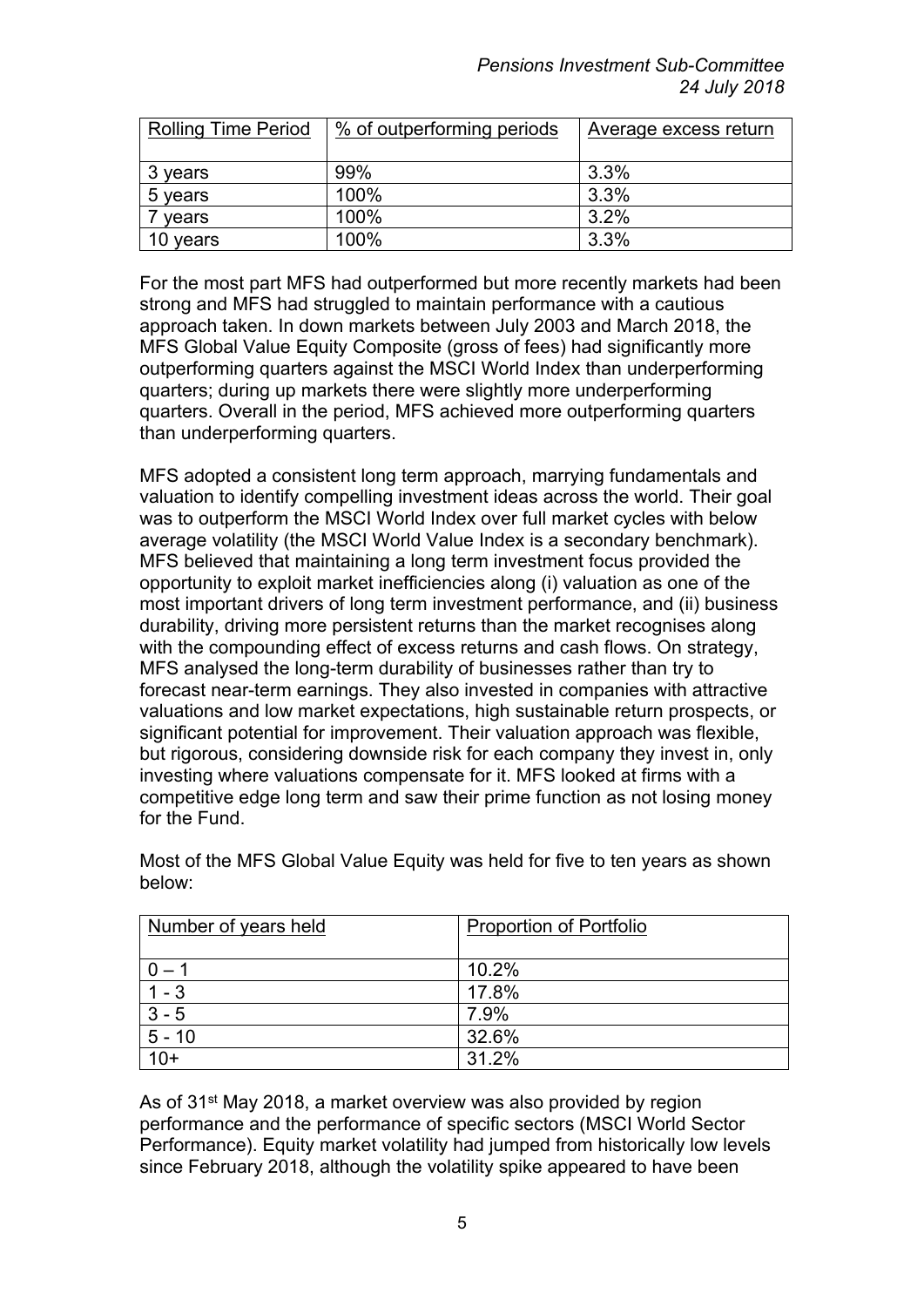| Rolling Time Period | % of outperforming periods | Average excess return |
|---|---|---|
| 3 years | 99% | 3.3% |
| 5 years | 100% | 3.3% |
| 7 years | 100% | 3.2% |
| 10 years | 100% | 3.3% |

For the most part MFS had outperformed but more recently markets had been strong and MFS had struggled to maintain performance with a cautious approach taken. In down markets between July 2003 and March 2018, the MFS Global Value Equity Composite (gross of fees) had significantly more outperforming quarters against the MSCI World Index than underperforming quarters; during up markets there were slightly more underperforming quarters. Overall in the period, MFS achieved more outperforming quarters than underperforming quarters.

MFS adopted a consistent long term approach, marrying fundamentals and valuation to identify compelling investment ideas across the world. Their goal was to outperform the MSCI World Index over full market cycles with below average volatility (the MSCI World Value Index is a secondary benchmark). MFS believed that maintaining a long term investment focus provided the opportunity to exploit market inefficiencies along (i) valuation as one of the most important drivers of long term investment performance, and (ii) business durability, driving more persistent returns than the market recognises along with the compounding effect of excess returns and cash flows. On strategy, MFS analysed the long-term durability of businesses rather than try to forecast near-term earnings. They also invested in companies with attractive valuations and low market expectations, high sustainable return prospects, or significant potential for improvement. Their valuation approach was flexible, but rigorous, considering downside risk for each company they invest in, only investing where valuations compensate for it. MFS looked at firms with a competitive edge long term and saw their prime function as not losing money for the Fund.

Most of the MFS Global Value Equity was held for five to ten years as shown below:

| Number of years held | Proportion of Portfolio |
|---|---|
| 0 – 1 | 10.2% |
| 1 - 3 | 17.8% |
| 3 - 5 | 7.9% |
| 5 - 10 | 32.6% |
| 10+ | 31.2% |

As of 31st May 2018, a market overview was also provided by region performance and the performance of specific sectors (MSCI World Sector Performance). Equity market volatility had jumped from historically low levels since February 2018, although the volatility spike appeared to have been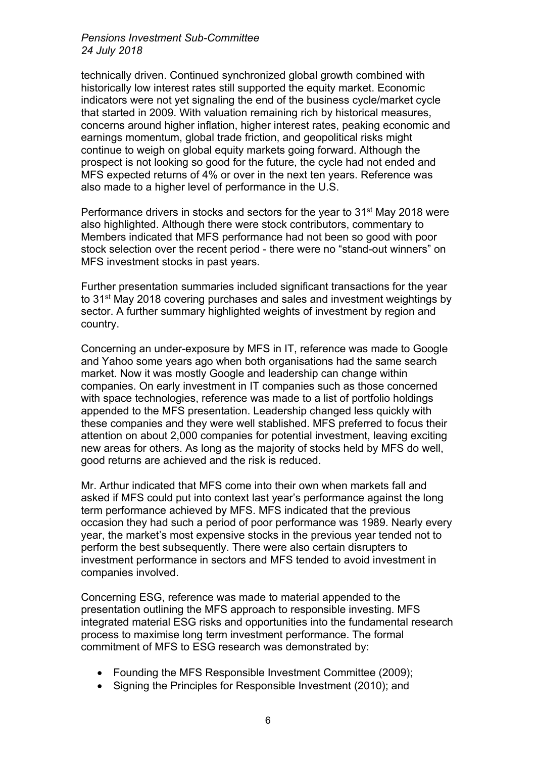technically driven. Continued synchronized global growth combined with historically low interest rates still supported the equity market. Economic indicators were not yet signaling the end of the business cycle/market cycle that started in 2009. With valuation remaining rich by historical measures, concerns around higher inflation, higher interest rates, peaking economic and earnings momentum, global trade friction, and geopolitical risks might continue to weigh on global equity markets going forward. Although the prospect is not looking so good for the future, the cycle had not ended and MFS expected returns of 4% or over in the next ten years. Reference was also made to a higher level of performance in the U.S.

Performance drivers in stocks and sectors for the year to 31st May 2018 were also highlighted. Although there were stock contributors, commentary to Members indicated that MFS performance had not been so good with poor stock selection over the recent period - there were no "stand-out winners" on MFS investment stocks in past years.

Further presentation summaries included significant transactions for the year to 31st May 2018 covering purchases and sales and investment weightings by sector. A further summary highlighted weights of investment by region and country.

Concerning an under-exposure by MFS in IT, reference was made to Google and Yahoo some years ago when both organisations had the same search market. Now it was mostly Google and leadership can change within companies. On early investment in IT companies such as those concerned with space technologies, reference was made to a list of portfolio holdings appended to the MFS presentation. Leadership changed less quickly with these companies and they were well stablished. MFS preferred to focus their attention on about 2,000 companies for potential investment, leaving exciting new areas for others. As long as the majority of stocks held by MFS do well, good returns are achieved and the risk is reduced.

Mr. Arthur indicated that MFS come into their own when markets fall and asked if MFS could put into context last year's performance against the long term performance achieved by MFS. MFS indicated that the previous occasion they had such a period of poor performance was 1989. Nearly every year, the market's most expensive stocks in the previous year tended not to perform the best subsequently. There were also certain disrupters to investment performance in sectors and MFS tended to avoid investment in companies involved.

Concerning ESG, reference was made to material appended to the presentation outlining the MFS approach to responsible investing. MFS integrated material ESG risks and opportunities into the fundamental research process to maximise long term investment performance. The formal commitment of MFS to ESG research was demonstrated by:

- Founding the MFS Responsible Investment Committee (2009);
- Signing the Principles for Responsible Investment (2010); and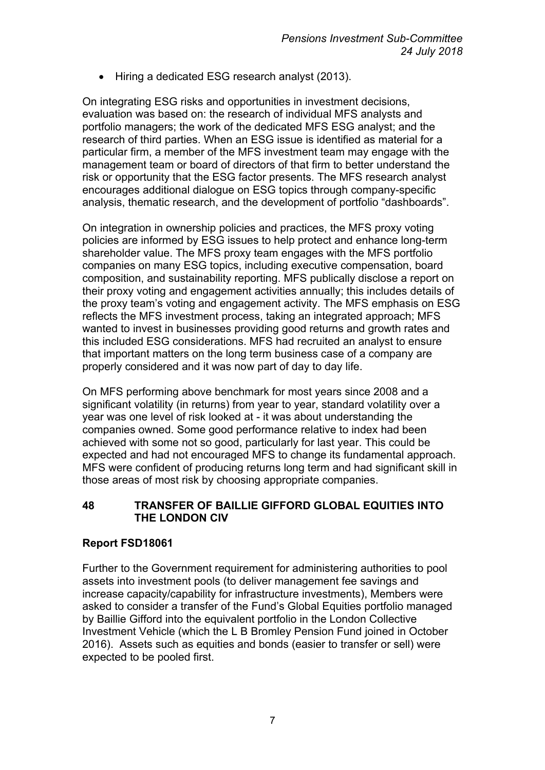- Hiring a dedicated ESG research analyst (2013).

On integrating ESG risks and opportunities in investment decisions, evaluation was based on: the research of individual MFS analysts and portfolio managers; the work of the dedicated MFS ESG analyst; and the research of third parties. When an ESG issue is identified as material for a particular firm, a member of the MFS investment team may engage with the management team or board of directors of that firm to better understand the risk or opportunity that the ESG factor presents. The MFS research analyst encourages additional dialogue on ESG topics through company-specific analysis, thematic research, and the development of portfolio "dashboards".

On integration in ownership policies and practices, the MFS proxy voting policies are informed by ESG issues to help protect and enhance long-term shareholder value. The MFS proxy team engages with the MFS portfolio companies on many ESG topics, including executive compensation, board composition, and sustainability reporting. MFS publically disclose a report on their proxy voting and engagement activities annually; this includes details of the proxy team's voting and engagement activity. The MFS emphasis on ESG reflects the MFS investment process, taking an integrated approach; MFS wanted to invest in businesses providing good returns and growth rates and this included ESG considerations. MFS had recruited an analyst to ensure that important matters on the long term business case of a company are properly considered and it was now part of day to day life.

On MFS performing above benchmark for most years since 2008 and a significant volatility (in returns) from year to year, standard volatility over a year was one level of risk looked at - it was about understanding the companies owned. Some good performance relative to index had been achieved with some not so good, particularly for last year. This could be expected and had not encouraged MFS to change its fundamental approach. MFS were confident of producing returns long term and had significant skill in those areas of most risk by choosing appropriate companies.

## 48 TRANSFER OF BAILLIE GIFFORD GLOBAL EQUITIES INTO THE LONDON CIV

**Report FSD18061**

Further to the Government requirement for administering authorities to pool assets into investment pools (to deliver management fee savings and increase capacity/capability for infrastructure investments), Members were asked to consider a transfer of the Fund's Global Equities portfolio managed by Baillie Gifford into the equivalent portfolio in the London Collective Investment Vehicle (which the L B Bromley Pension Fund joined in October 2016). Assets such as equities and bonds (easier to transfer or sell) were expected to be pooled first.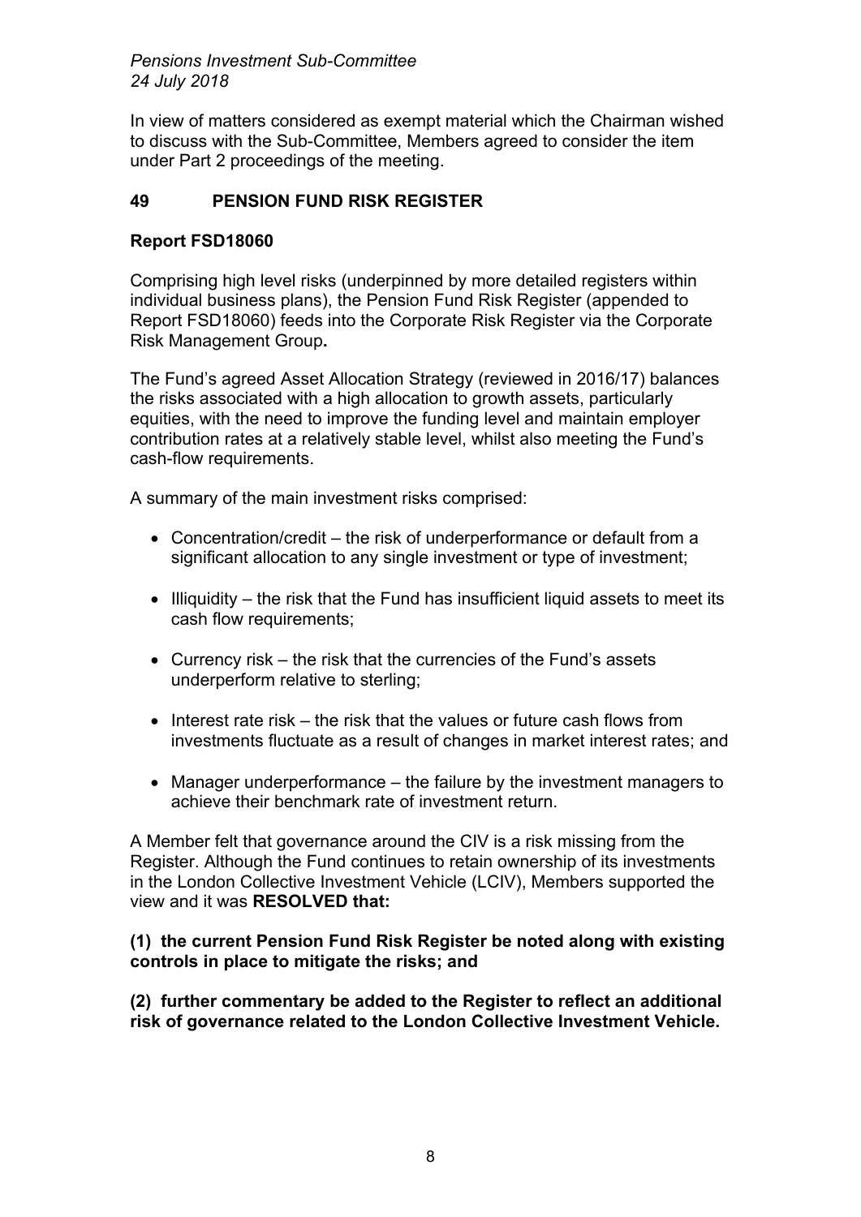In view of matters considered as exempt material which the Chairman wished to discuss with the Sub-Committee, Members agreed to consider the item under Part 2 proceedings of the meeting.

## 49 PENSION FUND RISK REGISTER

**Report FSD18060**

Comprising high level risks (underpinned by more detailed registers within individual business plans), the Pension Fund Risk Register (appended to Report FSD18060) feeds into the Corporate Risk Register via the Corporate Risk Management Group**.**

The Fund's agreed Asset Allocation Strategy (reviewed in 2016/17) balances the risks associated with a high allocation to growth assets, particularly equities, with the need to improve the funding level and maintain employer contribution rates at a relatively stable level, whilst also meeting the Fund's cash-flow requirements.

A summary of the main investment risks comprised:

- Concentration/credit – the risk of underperformance or default from a significant allocation to any single investment or type of investment;
- Illiquidity – the risk that the Fund has insufficient liquid assets to meet its cash flow requirements;
- Currency risk – the risk that the currencies of the Fund's assets underperform relative to sterling;
- Interest rate risk – the risk that the values or future cash flows from investments fluctuate as a result of changes in market interest rates; and
- Manager underperformance – the failure by the investment managers to achieve their benchmark rate of investment return.

A Member felt that governance around the CIV is a risk missing from the Register. Although the Fund continues to retain ownership of its investments in the London Collective Investment Vehicle (LCIV), Members supported the view and it was **RESOLVED that:**

**(1) the current Pension Fund Risk Register be noted along with existing controls in place to mitigate the risks; and**

**(2) further commentary be added to the Register to reflect an additional risk of governance related to the London Collective Investment Vehicle.**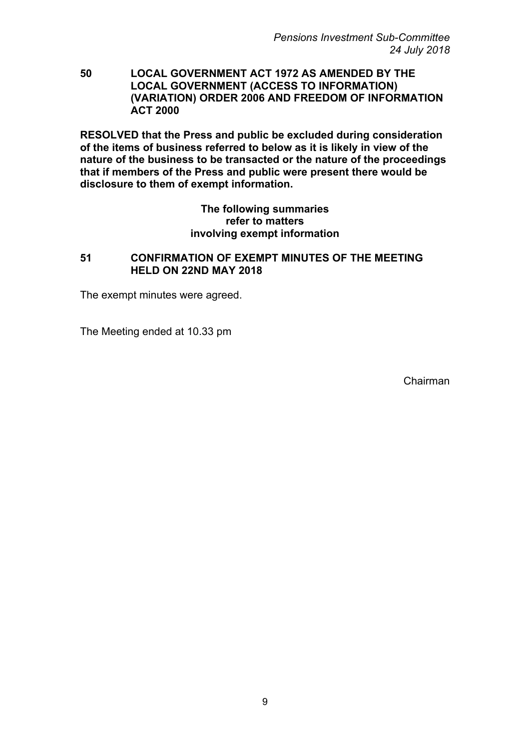## 50 LOCAL GOVERNMENT ACT 1972 AS AMENDED BY THE LOCAL GOVERNMENT (ACCESS TO INFORMATION) (VARIATION) ORDER 2006 AND FREEDOM OF INFORMATION ACT 2000

**RESOLVED that the Press and public be excluded during consideration of the items of business referred to below as it is likely in view of the nature of the business to be transacted or the nature of the proceedings that if members of the Press and public were present there would be disclosure to them of exempt information.**

**The following summaries refer to matters involving exempt information**

## 51 CONFIRMATION OF EXEMPT MINUTES OF THE MEETING HELD ON 22ND MAY 2018

The exempt minutes were agreed.

The Meeting ended at 10.33 pm

Chairman